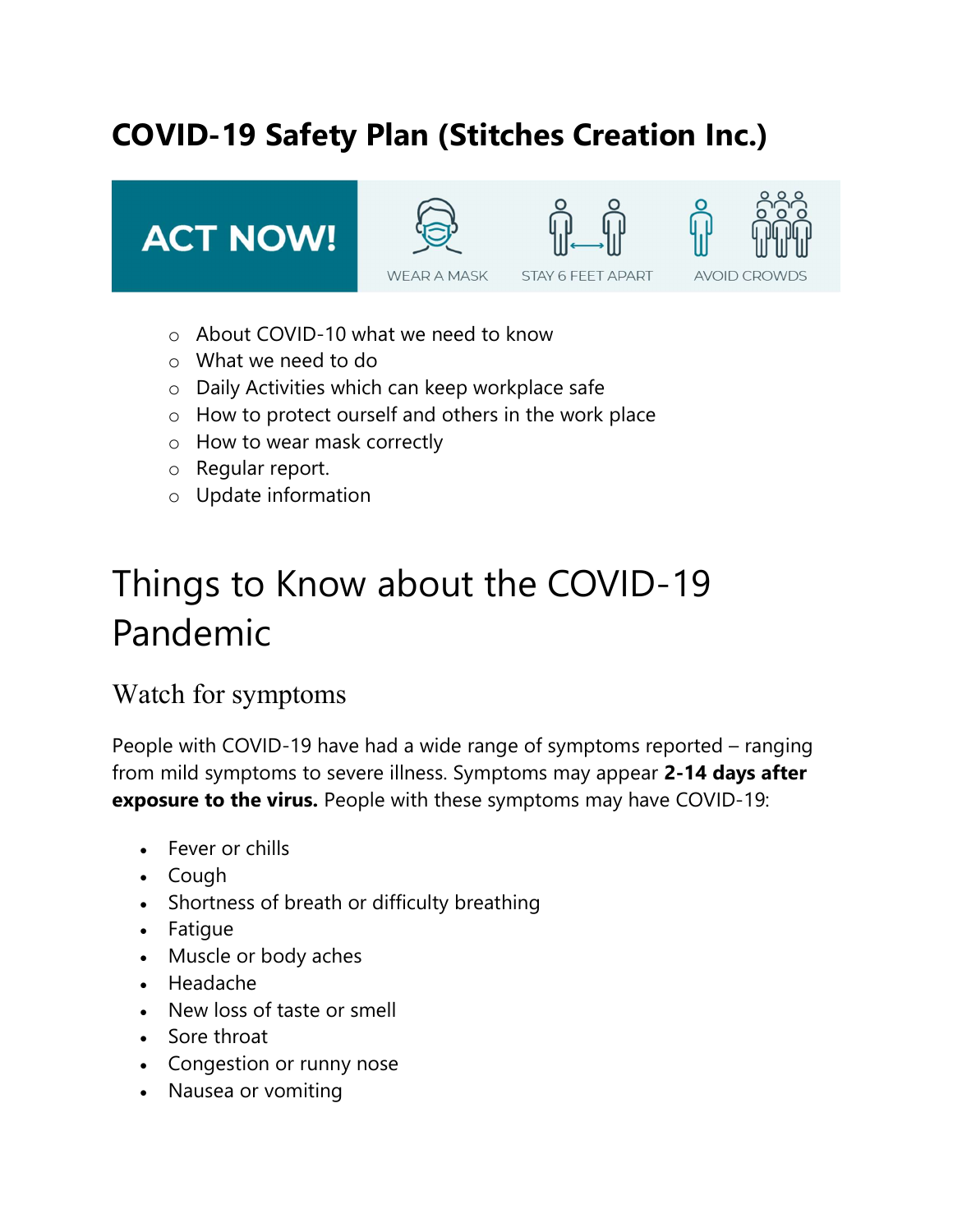# COVID-19 Safety Plan (Stitches Creation Inc.)

ACT NOW! WEAR A MASK STAY 6 FEET APART AVOID CROWDS

- About COVID-10 what we need to know
- What we need to do
- Daily Activities which can keep workplace safe
- How to protect ourself and others in the work place
- How to wear mask correctly
- Regular report.
- Update information

# Things to Know about the COVID-19 Pandemic

## Watch for symptoms

People with COVID-19 have had a wide range of symptoms reported – ranging from mild symptoms to severe illness. Symptoms may appear **2-14 days after exposure to the virus.** People with these symptoms may have COVID-19:

- Fever or chills
- Cough
- Shortness of breath or difficulty breathing
- Fatigue
- Muscle or body aches
- Headache
- New loss of taste or smell
- Sore throat
- Congestion or runny nose
- Nausea or vomiting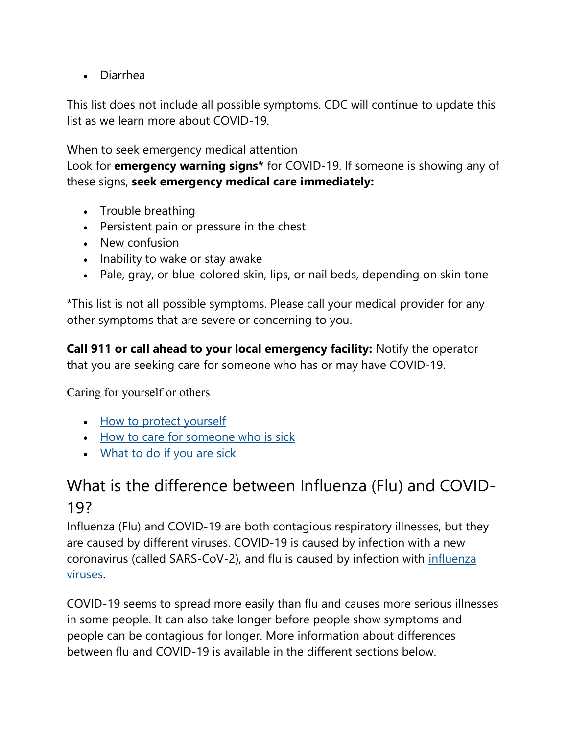- Diarrhea

This list does not include all possible symptoms. CDC will continue to update this list as we learn more about COVID-19.

When to seek emergency medical attention

Look for **emergency warning signs*** for COVID-19. If someone is showing any of these signs, **seek emergency medical care immediately:**

- Trouble breathing
- Persistent pain or pressure in the chest
- New confusion
- Inability to wake or stay awake
- Pale, gray, or blue-colored skin, lips, or nail beds, depending on skin tone

*This list is not all possible symptoms. Please call your medical provider for any other symptoms that are severe or concerning to you.

**Call 911 or call ahead to your local emergency facility:** Notify the operator that you are seeking care for someone who has or may have COVID-19.

Caring for yourself or others

- How to protect yourself
- How to care for someone who is sick
- What to do if you are sick

## What is the difference between Influenza (Flu) and COVID-19?

Influenza (Flu) and COVID-19 are both contagious respiratory illnesses, but they are caused by different viruses. COVID-19 is caused by infection with a new coronavirus (called SARS-CoV-2), and flu is caused by infection with influenza viruses.

COVID-19 seems to spread more easily than flu and causes more serious illnesses in some people. It can also take longer before people show symptoms and people can be contagious for longer. More information about differences between flu and COVID-19 is available in the different sections below.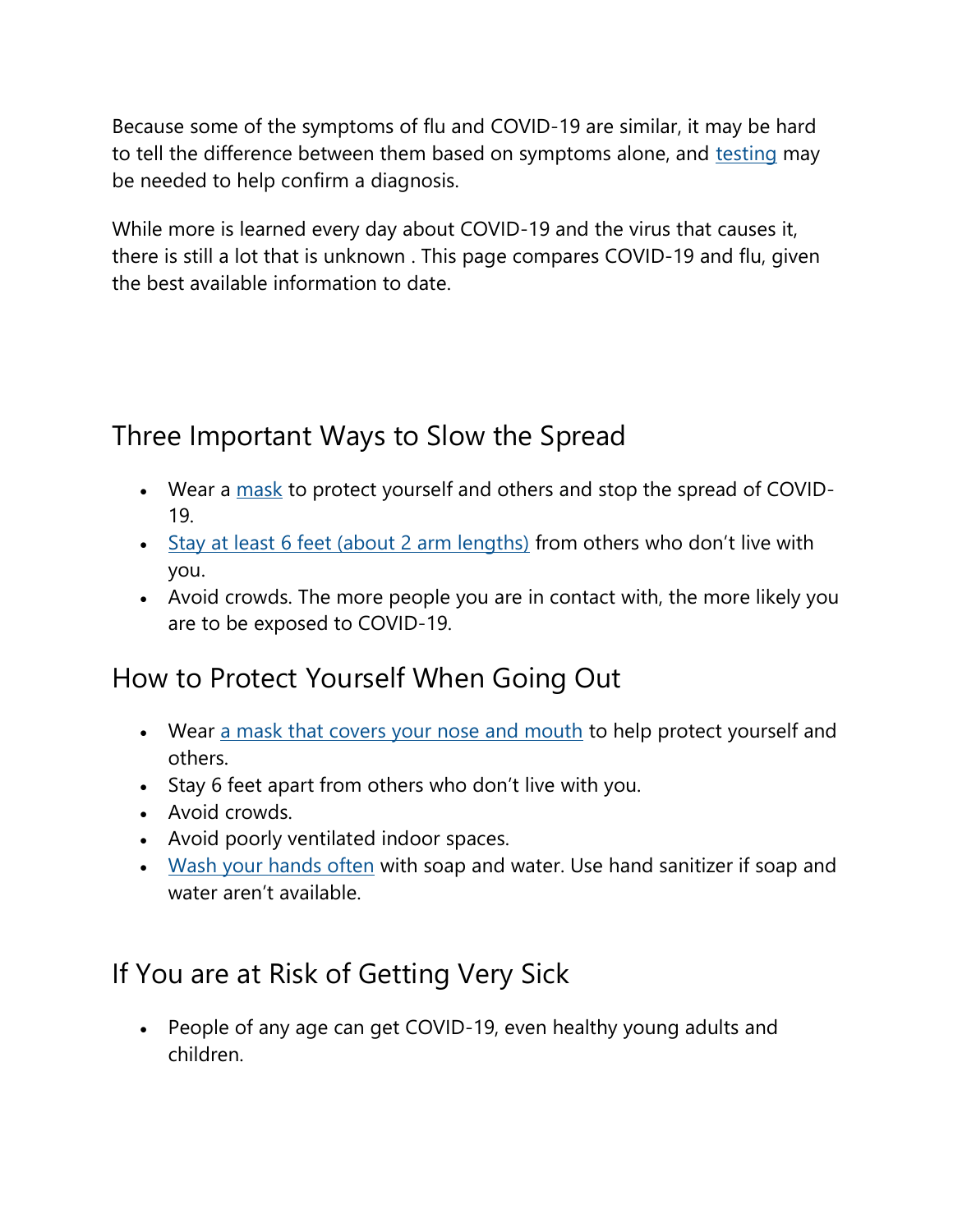Because some of the symptoms of flu and COVID-19 are similar, it may be hard to tell the difference between them based on symptoms alone, and testing may be needed to help confirm a diagnosis.

While more is learned every day about COVID-19 and the virus that causes it, there is still a lot that is unknown . This page compares COVID-19 and flu, given the best available information to date.

## Three Important Ways to Slow the Spread

- Wear a mask to protect yourself and others and stop the spread of COVID-19.
- Stay at least 6 feet (about 2 arm lengths) from others who don't live with you.
- Avoid crowds. The more people you are in contact with, the more likely you are to be exposed to COVID-19.

## How to Protect Yourself When Going Out

- Wear a mask that covers your nose and mouth to help protect yourself and others.
- Stay 6 feet apart from others who don't live with you.
- Avoid crowds.
- Avoid poorly ventilated indoor spaces.
- Wash your hands often with soap and water. Use hand sanitizer if soap and water aren't available.

## If You are at Risk of Getting Very Sick

- People of any age can get COVID-19, even healthy young adults and children.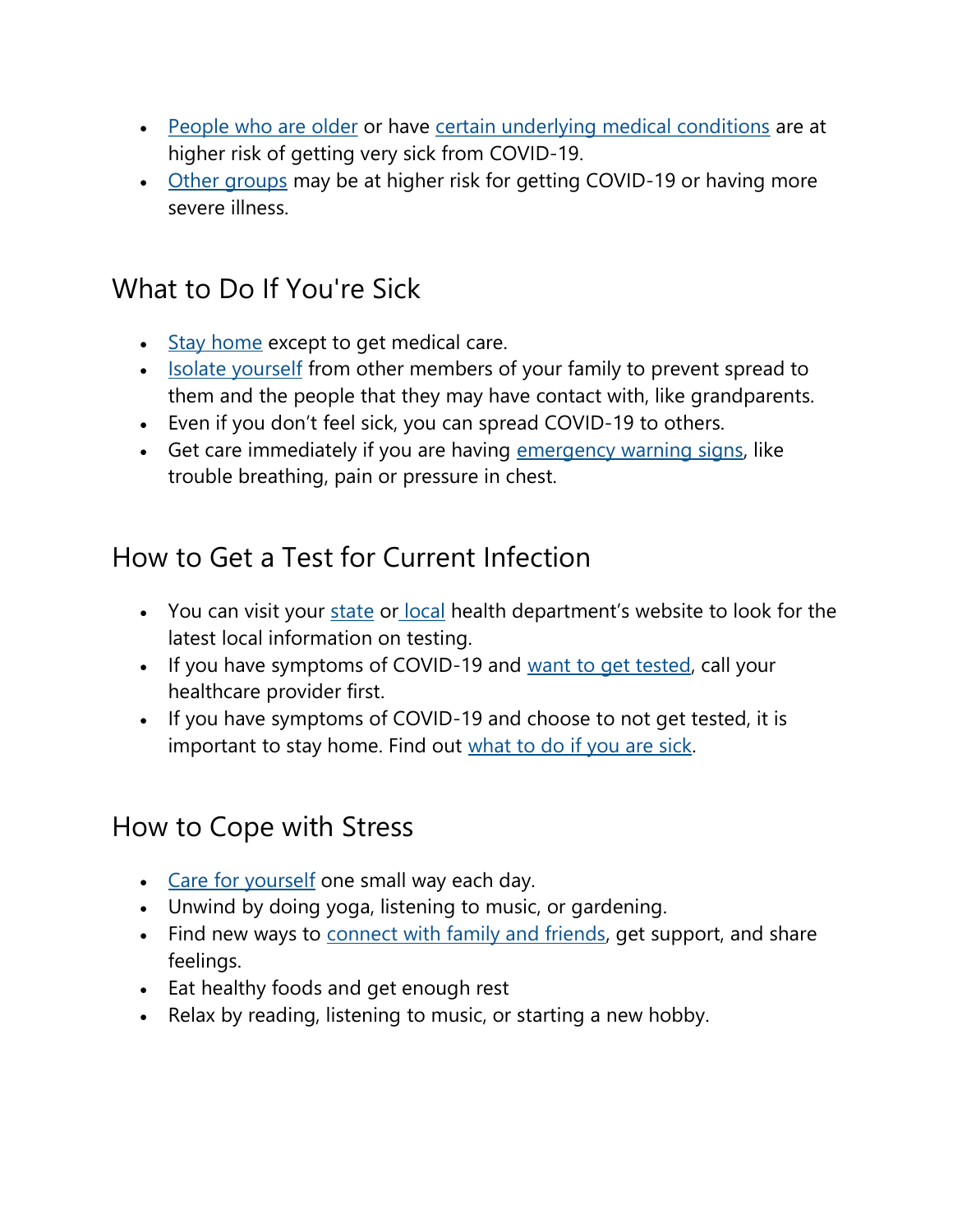- People who are older or have certain underlying medical conditions are at higher risk of getting very sick from COVID-19.
- Other groups may be at higher risk for getting COVID-19 or having more severe illness.

## What to Do If You're Sick

- Stay home except to get medical care.
- Isolate yourself from other members of your family to prevent spread to them and the people that they may have contact with, like grandparents.
- Even if you don't feel sick, you can spread COVID-19 to others.
- Get care immediately if you are having emergency warning signs, like trouble breathing, pain or pressure in chest.

## How to Get a Test for Current Infection

- You can visit your state or local health department's website to look for the latest local information on testing.
- If you have symptoms of COVID-19 and want to get tested, call your healthcare provider first.
- If you have symptoms of COVID-19 and choose to not get tested, it is important to stay home. Find out what to do if you are sick.

## How to Cope with Stress

- Care for yourself one small way each day.
- Unwind by doing yoga, listening to music, or gardening.
- Find new ways to connect with family and friends, get support, and share feelings.
- Eat healthy foods and get enough rest
- Relax by reading, listening to music, or starting a new hobby.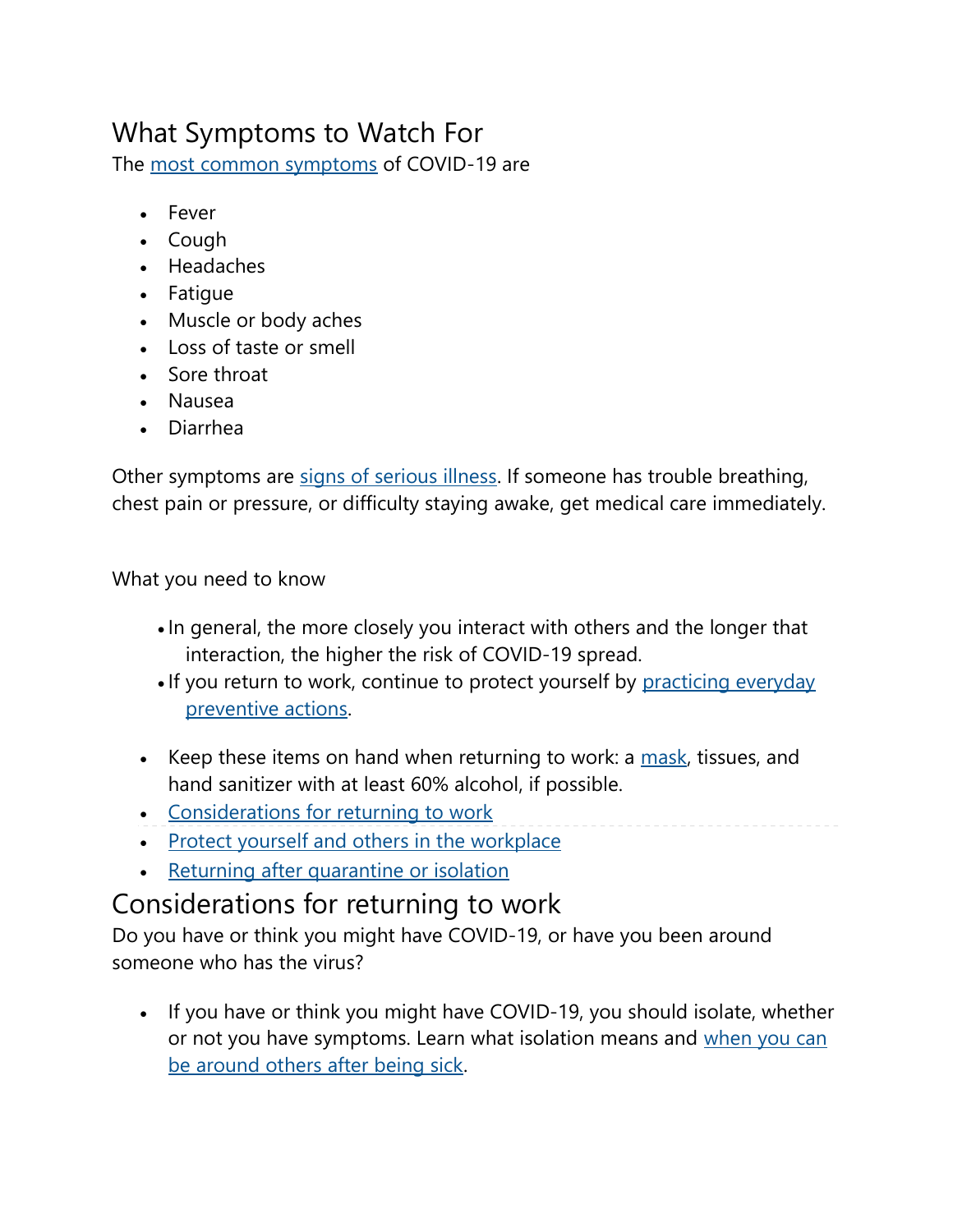## What Symptoms to Watch For

The most common symptoms of COVID-19 are

- Fever
- Cough
- Headaches
- Fatigue
- Muscle or body aches
- Loss of taste or smell
- Sore throat
- Nausea
- Diarrhea

Other symptoms are signs of serious illness. If someone has trouble breathing, chest pain or pressure, or difficulty staying awake, get medical care immediately.

What you need to know

- In general, the more closely you interact with others and the longer that interaction, the higher the risk of COVID-19 spread.
- If you return to work, continue to protect yourself by practicing everyday preventive actions.

- Keep these items on hand when returning to work: a mask, tissues, and hand sanitizer with at least 60% alcohol, if possible.
- Considerations for returning to work
- Protect yourself and others in the workplace
- Returning after quarantine or isolation

## Considerations for returning to work

Do you have or think you might have COVID-19, or have you been around someone who has the virus?

- If you have or think you might have COVID-19, you should isolate, whether or not you have symptoms. Learn what isolation means and when you can be around others after being sick.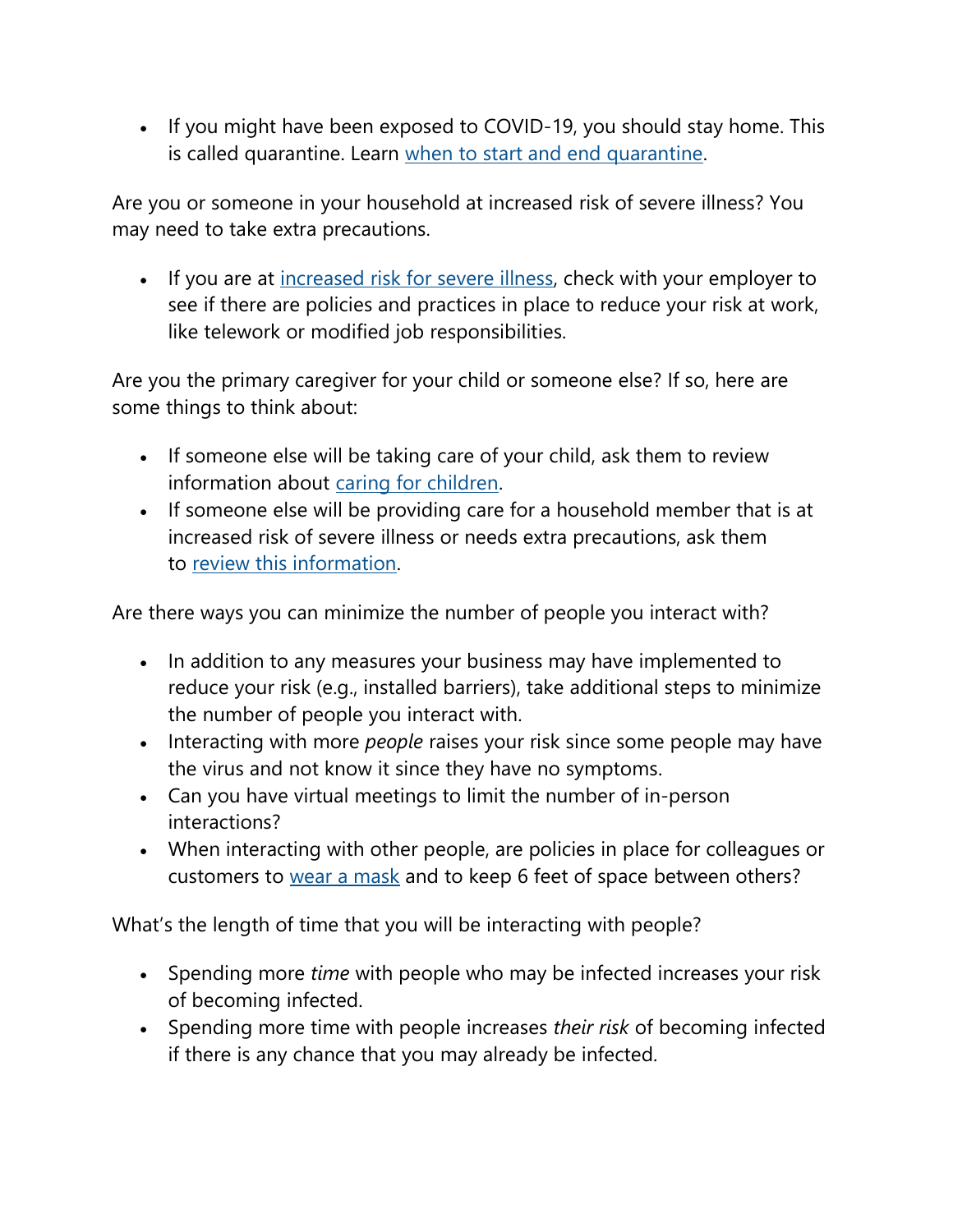- If you might have been exposed to COVID-19, you should stay home. This is called quarantine. Learn [when to start and end quarantine](#).

Are you or someone in your household at increased risk of severe illness? You may need to take extra precautions.

- If you are at [increased risk for severe illness](#), check with your employer to see if there are policies and practices in place to reduce your risk at work, like telework or modified job responsibilities.

Are you the primary caregiver for your child or someone else? If so, here are some things to think about:

- If someone else will be taking care of your child, ask them to review information about [caring for children](#).
- If someone else will be providing care for a household member that is at increased risk of severe illness or needs extra precautions, ask them to [review this information](#).

Are there ways you can minimize the number of people you interact with?

- In addition to any measures your business may have implemented to reduce your risk (e.g., installed barriers), take additional steps to minimize the number of people you interact with.
- Interacting with more *people* raises your risk since some people may have the virus and not know it since they have no symptoms.
- Can you have virtual meetings to limit the number of in-person interactions?
- When interacting with other people, are policies in place for colleagues or customers to [wear a mask](#) and to keep 6 feet of space between others?

What's the length of time that you will be interacting with people?

- Spending more *time* with people who may be infected increases your risk of becoming infected.
- Spending more time with people increases *their risk* of becoming infected if there is any chance that you may already be infected.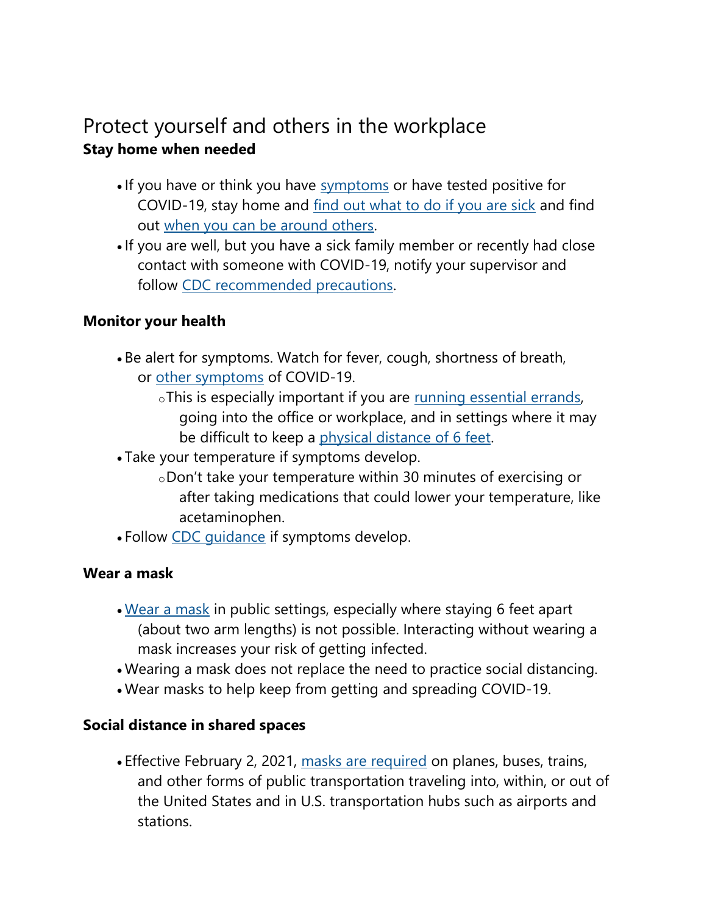# Protect yourself and others in the workplace

**Stay home when needed**

- If you have or think you have symptoms or have tested positive for COVID-19, stay home and find out what to do if you are sick and find out when you can be around others.
- If you are well, but you have a sick family member or recently had close contact with someone with COVID-19, notify your supervisor and follow CDC recommended precautions.

**Monitor your health**

- Be alert for symptoms. Watch for fever, cough, shortness of breath, or other symptoms of COVID-19.
  - This is especially important if you are running essential errands, going into the office or workplace, and in settings where it may be difficult to keep a physical distance of 6 feet.
- Take your temperature if symptoms develop.
  - Don't take your temperature within 30 minutes of exercising or after taking medications that could lower your temperature, like acetaminophen.
- Follow CDC guidance if symptoms develop.

**Wear a mask**

- Wear a mask in public settings, especially where staying 6 feet apart (about two arm lengths) is not possible. Interacting without wearing a mask increases your risk of getting infected.
- Wearing a mask does not replace the need to practice social distancing.
- Wear masks to help keep from getting and spreading COVID-19.

**Social distance in shared spaces**

- Effective February 2, 2021, masks are required on planes, buses, trains, and other forms of public transportation traveling into, within, or out of the United States and in U.S. transportation hubs such as airports and stations.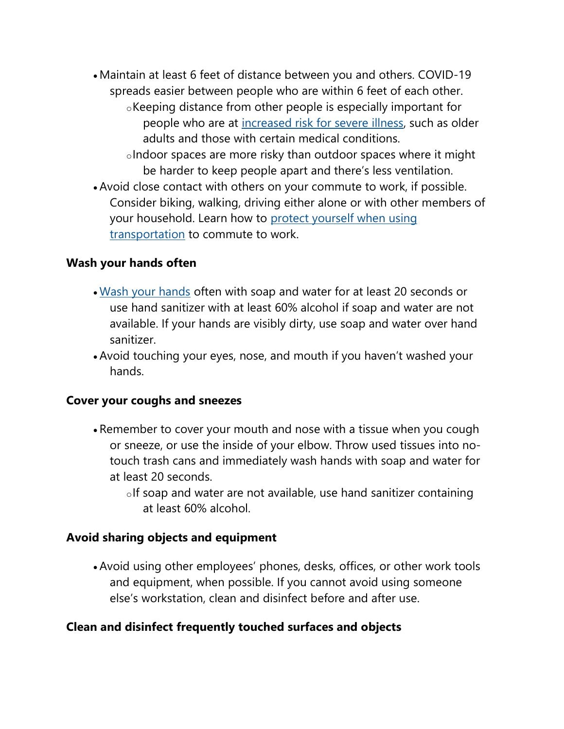- Maintain at least 6 feet of distance between you and others. COVID-19 spreads easier between people who are within 6 feet of each other.
    - Keeping distance from other people is especially important for people who are at increased risk for severe illness, such as older adults and those with certain medical conditions.
    - Indoor spaces are more risky than outdoor spaces where it might be harder to keep people apart and there's less ventilation.
- Avoid close contact with others on your commute to work, if possible. Consider biking, walking, driving either alone or with other members of your household. Learn how to protect yourself when using transportation to commute to work.

**Wash your hands often**

- Wash your hands often with soap and water for at least 20 seconds or use hand sanitizer with at least 60% alcohol if soap and water are not available. If your hands are visibly dirty, use soap and water over hand sanitizer.
- Avoid touching your eyes, nose, and mouth if you haven't washed your hands.

**Cover your coughs and sneezes**

- Remember to cover your mouth and nose with a tissue when you cough or sneeze, or use the inside of your elbow. Throw used tissues into no-touch trash cans and immediately wash hands with soap and water for at least 20 seconds.
    - If soap and water are not available, use hand sanitizer containing at least 60% alcohol.

**Avoid sharing objects and equipment**

- Avoid using other employees' phones, desks, offices, or other work tools and equipment, when possible. If you cannot avoid using someone else's workstation, clean and disinfect before and after use.

**Clean and disinfect frequently touched surfaces and objects**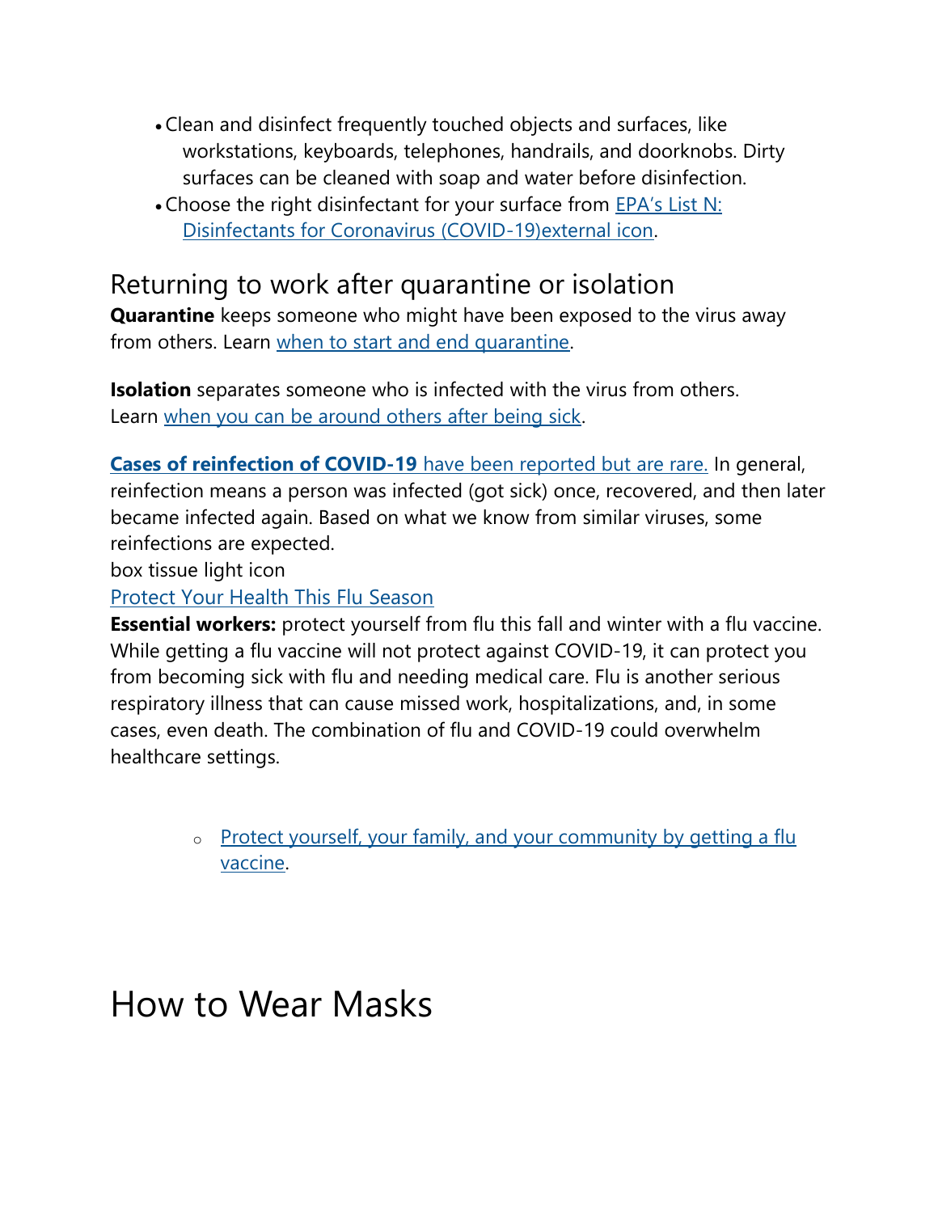- Clean and disinfect frequently touched objects and surfaces, like workstations, keyboards, telephones, handrails, and doorknobs. Dirty surfaces can be cleaned with soap and water before disinfection.
- Choose the right disinfectant for your surface from EPA's List N: Disinfectants for Coronavirus (COVID-19)external icon.

## Returning to work after quarantine or isolation

**Quarantine** keeps someone who might have been exposed to the virus away from others. Learn when to start and end quarantine.

**Isolation** separates someone who is infected with the virus from others. Learn when you can be around others after being sick.

**Cases of reinfection of COVID-19** have been reported but are rare. In general, reinfection means a person was infected (got sick) once, recovered, and then later became infected again. Based on what we know from similar viruses, some reinfections are expected.

box tissue light icon

Protect Your Health This Flu Season

**Essential workers:** protect yourself from flu this fall and winter with a flu vaccine. While getting a flu vaccine will not protect against COVID-19, it can protect you from becoming sick with flu and needing medical care. Flu is another serious respiratory illness that can cause missed work, hospitalizations, and, in some cases, even death. The combination of flu and COVID-19 could overwhelm healthcare settings.

  - Protect yourself, your family, and your community by getting a flu vaccine.

# How to Wear Masks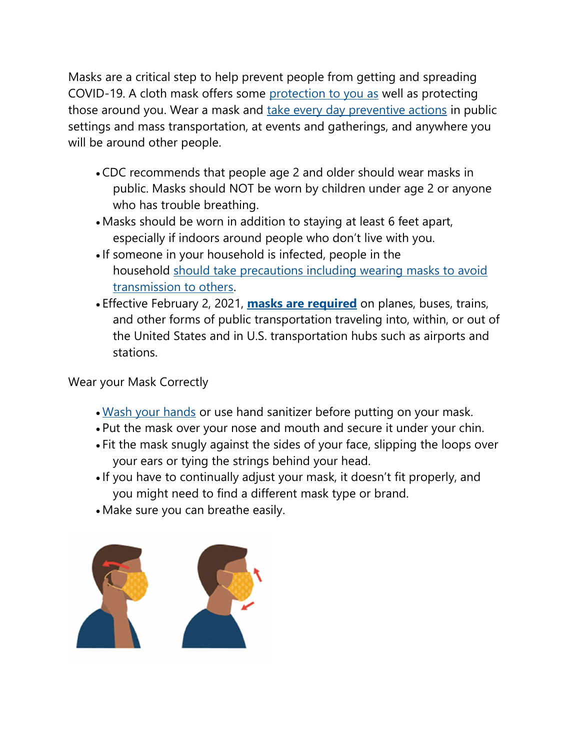Masks are a critical step to help prevent people from getting and spreading COVID-19. A cloth mask offers some protection to you as well as protecting those around you. Wear a mask and take every day preventive actions in public settings and mass transportation, at events and gatherings, and anywhere you will be around other people.

- CDC recommends that people age 2 and older should wear masks in public. Masks should NOT be worn by children under age 2 or anyone who has trouble breathing.
- Masks should be worn in addition to staying at least 6 feet apart, especially if indoors around people who don't live with you.
- If someone in your household is infected, people in the household should take precautions including wearing masks to avoid transmission to others.
- Effective February 2, 2021, **masks are required** on planes, buses, trains, and other forms of public transportation traveling into, within, or out of the United States and in U.S. transportation hubs such as airports and stations.

Wear your Mask Correctly

- Wash your hands or use hand sanitizer before putting on your mask.
- Put the mask over your nose and mouth and secure it under your chin.
- Fit the mask snugly against the sides of your face, slipping the loops over your ears or tying the strings behind your head.
- If you have to continually adjust your mask, it doesn't fit properly, and you might need to find a different mask type or brand.
- Make sure you can breathe easily.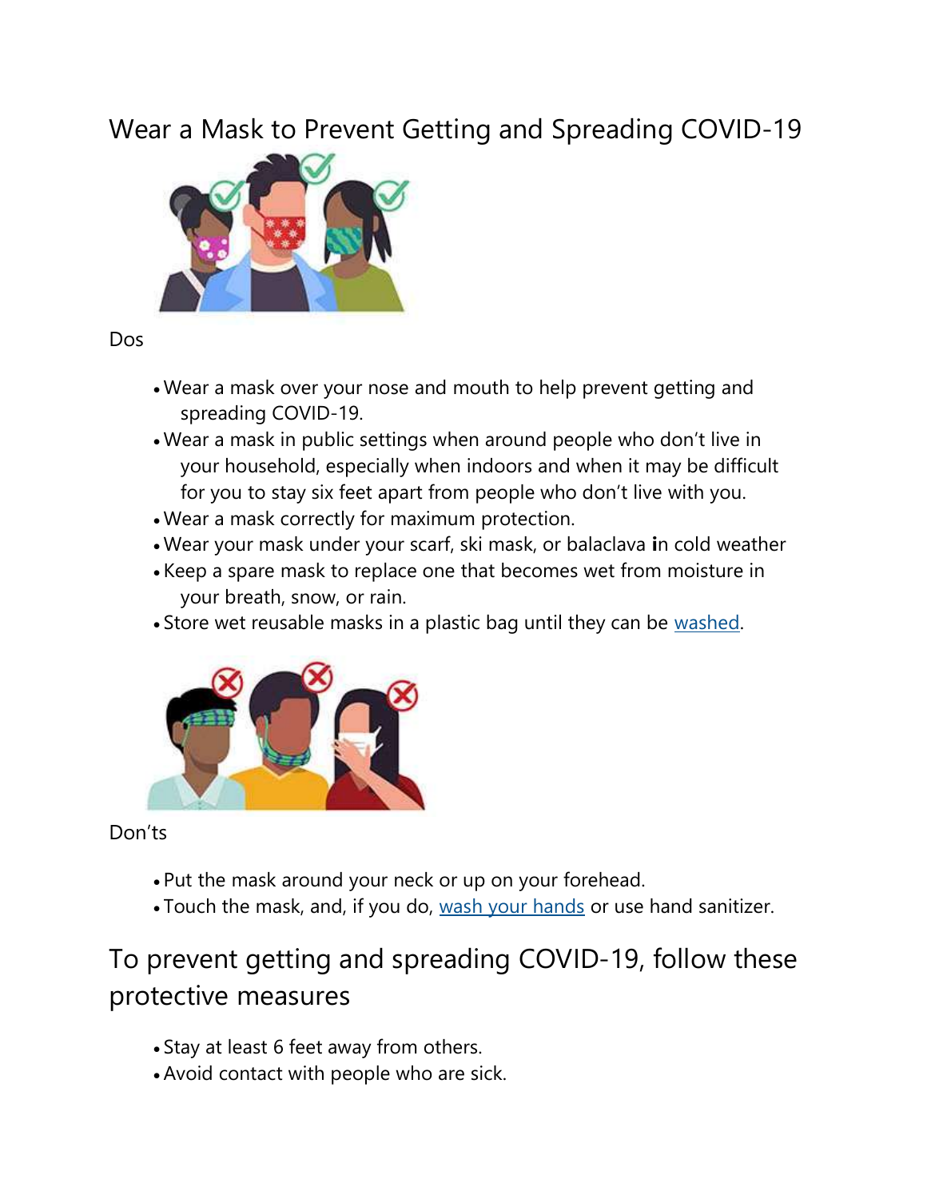# Wear a Mask to Prevent Getting and Spreading COVID-19

Dos

- Wear a mask over your nose and mouth to help prevent getting and spreading COVID-19.
- Wear a mask in public settings when around people who don't live in your household, especially when indoors and when it may be difficult for you to stay six feet apart from people who don't live with you.
- Wear a mask correctly for maximum protection.
- Wear your mask under your scarf, ski mask, or balaclava in cold weather
- Keep a spare mask to replace one that becomes wet from moisture in your breath, snow, or rain.
- Store wet reusable masks in a plastic bag until they can be washed.

Don'ts

- Put the mask around your neck or up on your forehead.
- Touch the mask, and, if you do, wash your hands or use hand sanitizer.

## To prevent getting and spreading COVID-19, follow these protective measures

- Stay at least 6 feet away from others.
- Avoid contact with people who are sick.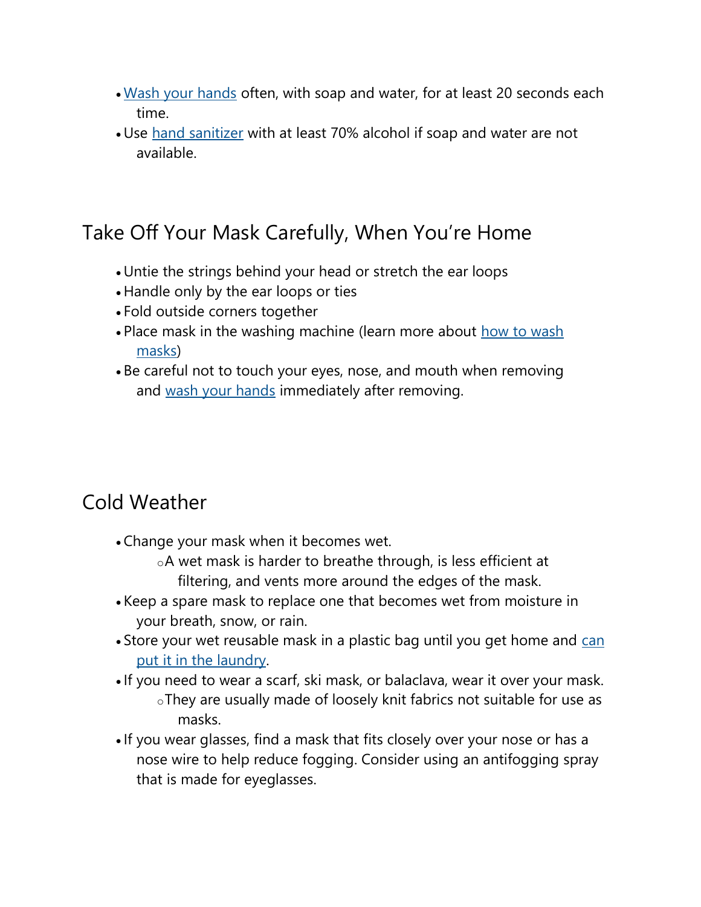- Wash your hands often, with soap and water, for at least 20 seconds each time.
- Use hand sanitizer with at least 70% alcohol if soap and water are not available.

## Take Off Your Mask Carefully, When You're Home

- Untie the strings behind your head or stretch the ear loops
- Handle only by the ear loops or ties
- Fold outside corners together
- Place mask in the washing machine (learn more about how to wash masks)
- Be careful not to touch your eyes, nose, and mouth when removing and wash your hands immediately after removing.

## Cold Weather

- Change your mask when it becomes wet.
  - A wet mask is harder to breathe through, is less efficient at filtering, and vents more around the edges of the mask.
- Keep a spare mask to replace one that becomes wet from moisture in your breath, snow, or rain.
- Store your wet reusable mask in a plastic bag until you get home and can put it in the laundry.
- If you need to wear a scarf, ski mask, or balaclava, wear it over your mask.
  - They are usually made of loosely knit fabrics not suitable for use as masks.
- If you wear glasses, find a mask that fits closely over your nose or has a nose wire to help reduce fogging. Consider using an antifogging spray that is made for eyeglasses.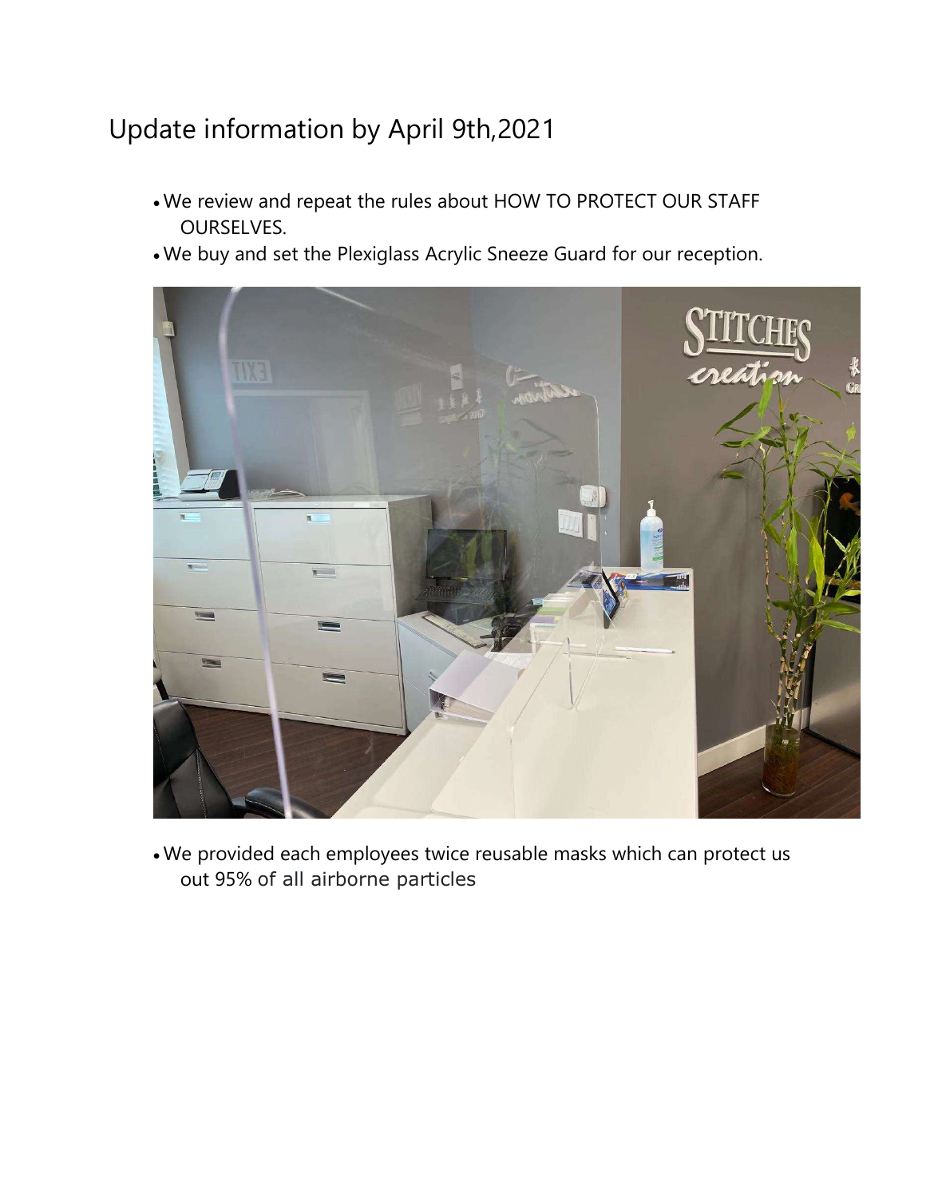# Update information by April 9th,2021

- We review and repeat the rules about HOW TO PROTECT OUR STAFF OURSELVES.
- We buy and set the Plexiglass Acrylic Sneeze Guard for our reception.
- We provided each employees twice reusable masks which can protect us out 95% of all airborne particles